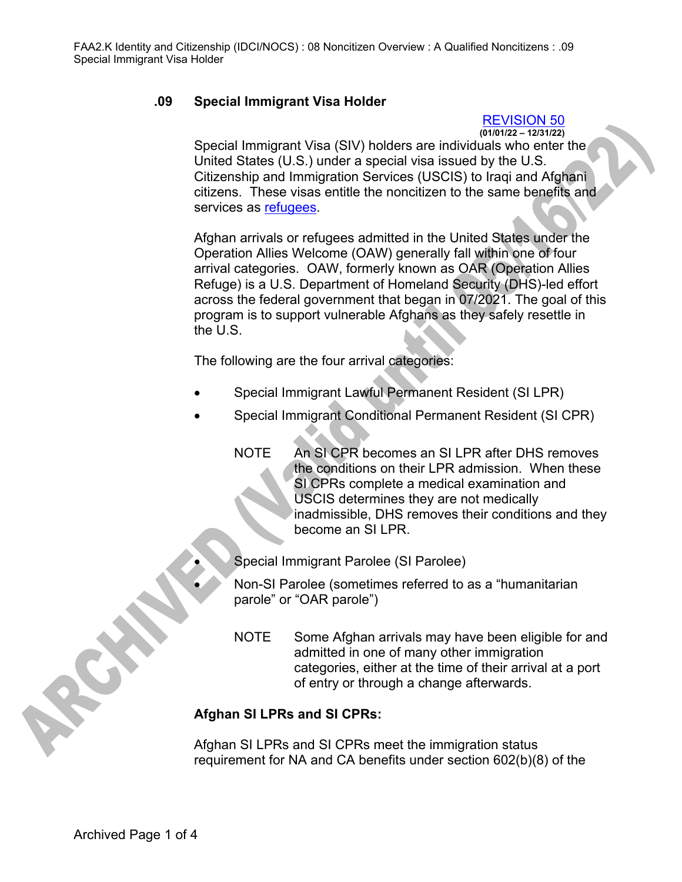## .09 Special Immigrant Visa Holder

[REVISION 50](#)
**(01/01/22 – 12/31/22)**

Special Immigrant Visa (SIV) holders are individuals who enter the United States (U.S.) under a special visa issued by the U.S. Citizenship and Immigration Services (USCIS) to Iraqi and Afghani citizens. These visas entitle the noncitizen to the same benefits and services as [refugees](#).

Afghan arrivals or refugees admitted in the United States under the Operation Allies Welcome (OAW) generally fall within one of four arrival categories. OAW, formerly known as OAR (Operation Allies Refuge) is a U.S. Department of Homeland Security (DHS)-led effort across the federal government that began in 07/2021. The goal of this program is to support vulnerable Afghans as they safely resettle in the U.S.

The following are the four arrival categories:

- Special Immigrant Lawful Permanent Resident (SI LPR)
- Special Immigrant Conditional Permanent Resident (SI CPR)

  NOTE An SI CPR becomes an SI LPR after DHS removes the conditions on their LPR admission. When these SI CPRs complete a medical examination and USCIS determines they are not medically inadmissible, DHS removes their conditions and they become an SI LPR.

- Special Immigrant Parolee (SI Parolee)
- Non-SI Parolee (sometimes referred to as a "humanitarian parole" or "OAR parole")

  NOTE Some Afghan arrivals may have been eligible for and admitted in one of many other immigration categories, either at the time of their arrival at a port of entry or through a change afterwards.

**Afghan SI LPRs and SI CPRs:**

Afghan SI LPRs and SI CPRs meet the immigration status requirement for NA and CA benefits under section 602(b)(8) of the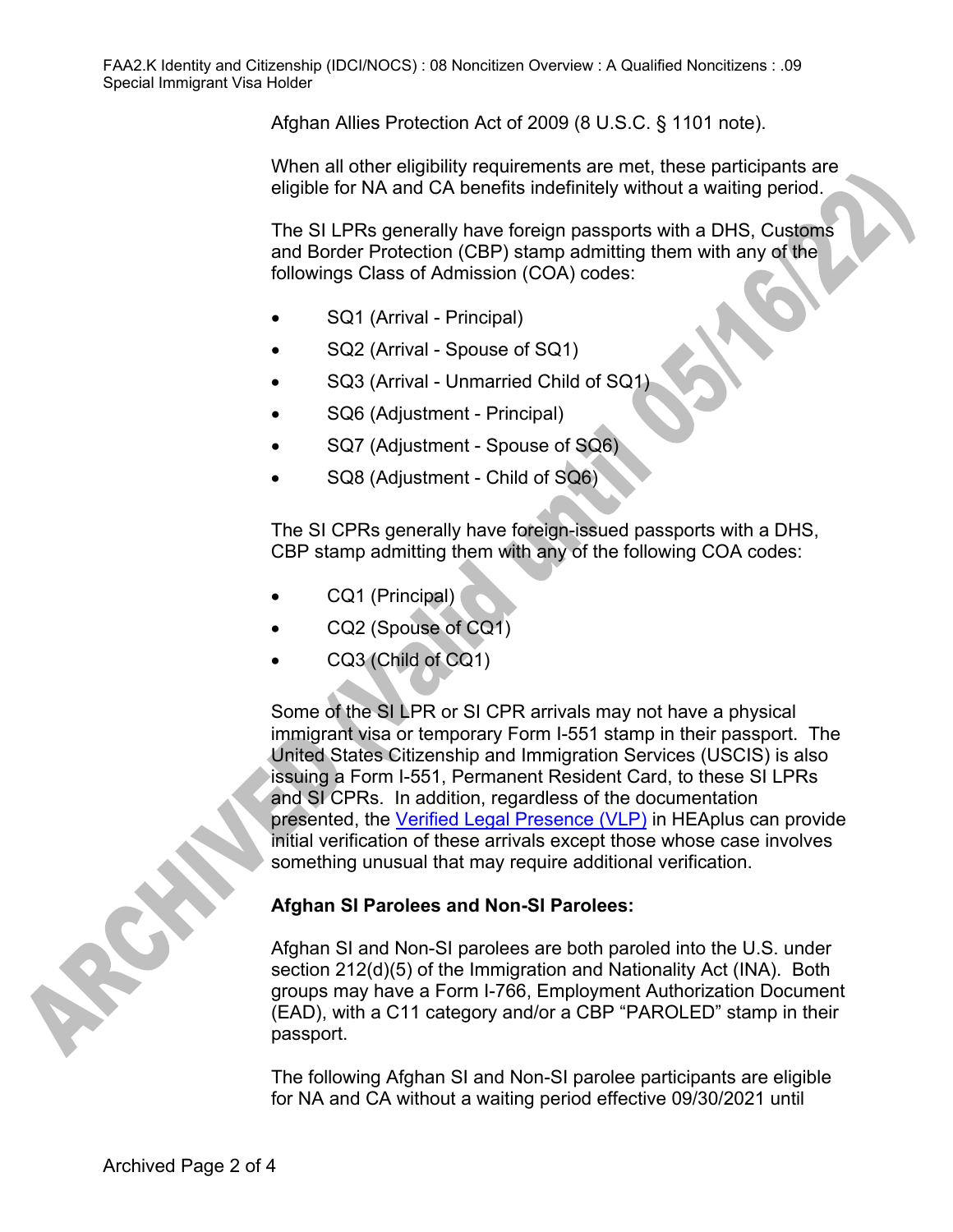Afghan Allies Protection Act of 2009 (8 U.S.C. § 1101 note).

When all other eligibility requirements are met, these participants are eligible for NA and CA benefits indefinitely without a waiting period.

The SI LPRs generally have foreign passports with a DHS, Customs and Border Protection (CBP) stamp admitting them with any of the followings Class of Admission (COA) codes:

- SQ1 (Arrival - Principal)
- SQ2 (Arrival - Spouse of SQ1)
- SQ3 (Arrival - Unmarried Child of SQ1)
- SQ6 (Adjustment - Principal)
- SQ7 (Adjustment - Spouse of SQ6)
- SQ8 (Adjustment - Child of SQ6)

The SI CPRs generally have foreign-issued passports with a DHS, CBP stamp admitting them with any of the following COA codes:

- CQ1 (Principal)
- CQ2 (Spouse of CQ1)
- CQ3 (Child of CQ1)

Some of the SI LPR or SI CPR arrivals may not have a physical immigrant visa or temporary Form I-551 stamp in their passport. The United States Citizenship and Immigration Services (USCIS) is also issuing a Form I-551, Permanent Resident Card, to these SI LPRs and SI CPRs. In addition, regardless of the documentation presented, the Verified Legal Presence (VLP) in HEAplus can provide initial verification of these arrivals except those whose case involves something unusual that may require additional verification.

**Afghan SI Parolees and Non-SI Parolees:**

Afghan SI and Non-SI parolees are both paroled into the U.S. under section 212(d)(5) of the Immigration and Nationality Act (INA). Both groups may have a Form I-766, Employment Authorization Document (EAD), with a C11 category and/or a CBP "PAROLED" stamp in their passport.

The following Afghan SI and Non-SI parolee participants are eligible for NA and CA without a waiting period effective 09/30/2021 until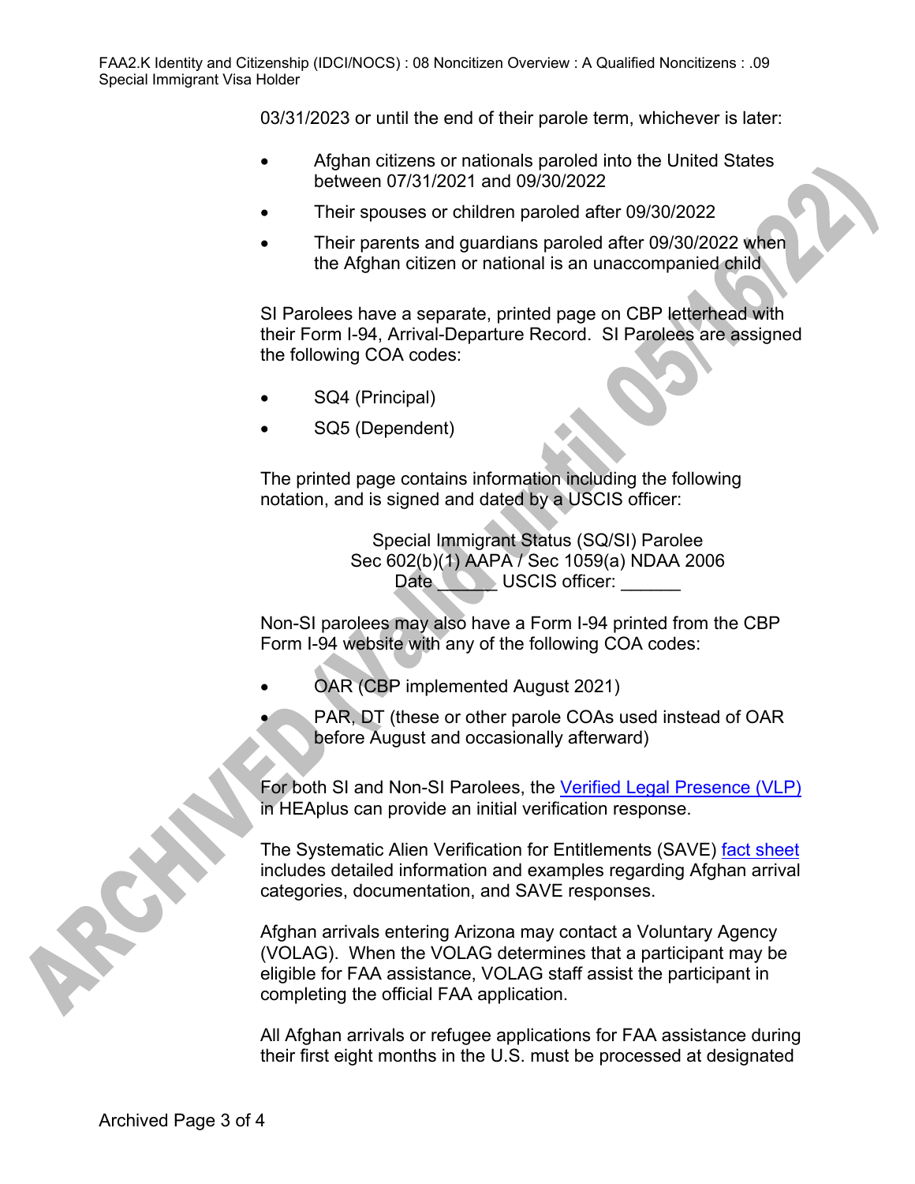03/31/2023 or until the end of their parole term, whichever is later:

- Afghan citizens or nationals paroled into the United States between 07/31/2021 and 09/30/2022
- Their spouses or children paroled after 09/30/2022
- Their parents and guardians paroled after 09/30/2022 when the Afghan citizen or national is an unaccompanied child

SI Parolees have a separate, printed page on CBP letterhead with their Form I-94, Arrival-Departure Record. SI Parolees are assigned the following COA codes:

- SQ4 (Principal)
- SQ5 (Dependent)

The printed page contains information including the following notation, and is signed and dated by a USCIS officer:

Special Immigrant Status (SQ/SI) Parolee
Sec 602(b)(1) AAPA / Sec 1059(a) NDAA 2006
Date ______ USCIS officer: ______

Non-SI parolees may also have a Form I-94 printed from the CBP Form I-94 website with any of the following COA codes:

- OAR (CBP implemented August 2021)
- PAR, DT (these or other parole COAs used instead of OAR before August and occasionally afterward)

For both SI and Non-SI Parolees, the Verified Legal Presence (VLP) in HEAplus can provide an initial verification response.

The Systematic Alien Verification for Entitlements (SAVE) fact sheet includes detailed information and examples regarding Afghan arrival categories, documentation, and SAVE responses.

Afghan arrivals entering Arizona may contact a Voluntary Agency (VOLAG). When the VOLAG determines that a participant may be eligible for FAA assistance, VOLAG staff assist the participant in completing the official FAA application.

All Afghan arrivals or refugee applications for FAA assistance during their first eight months in the U.S. must be processed at designated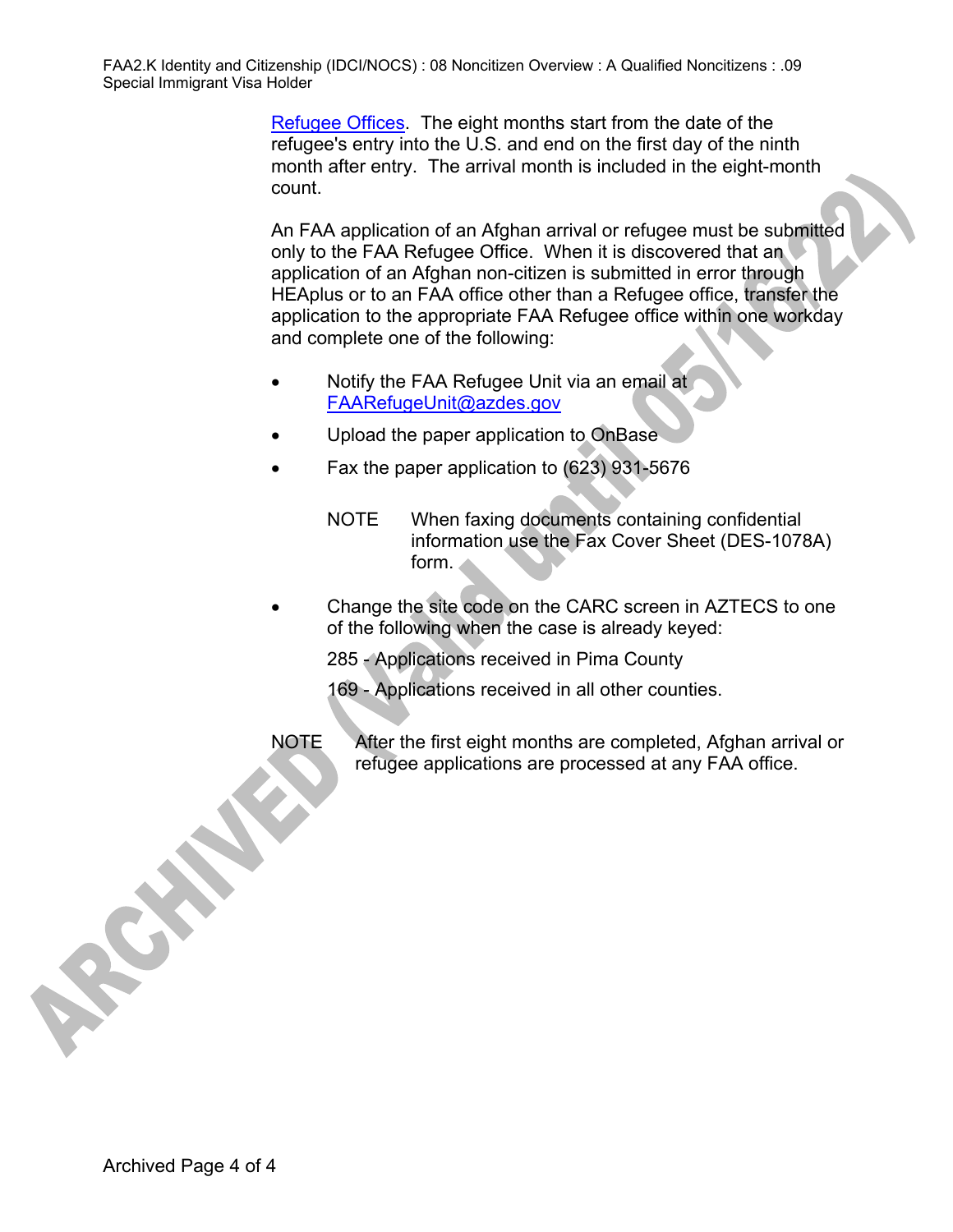Refugee Offices. The eight months start from the date of the refugee's entry into the U.S. and end on the first day of the ninth month after entry. The arrival month is included in the eight-month count.

An FAA application of an Afghan arrival or refugee must be submitted only to the FAA Refugee Office. When it is discovered that an application of an Afghan non-citizen is submitted in error through HEAplus or to an FAA office other than a Refugee office, transfer the application to the appropriate FAA Refugee office within one workday and complete one of the following:

- Notify the FAA Refugee Unit via an email at FAARefugeUnit@azdes.gov
- Upload the paper application to OnBase
- Fax the paper application to (623) 931-5676

  NOTE When faxing documents containing confidential information use the Fax Cover Sheet (DES-1078A) form.

- Change the site code on the CARC screen in AZTECS to one of the following when the case is already keyed:

  285 - Applications received in Pima County

  169 - Applications received in all other counties.

NOTE After the first eight months are completed, Afghan arrival or refugee applications are processed at any FAA office.